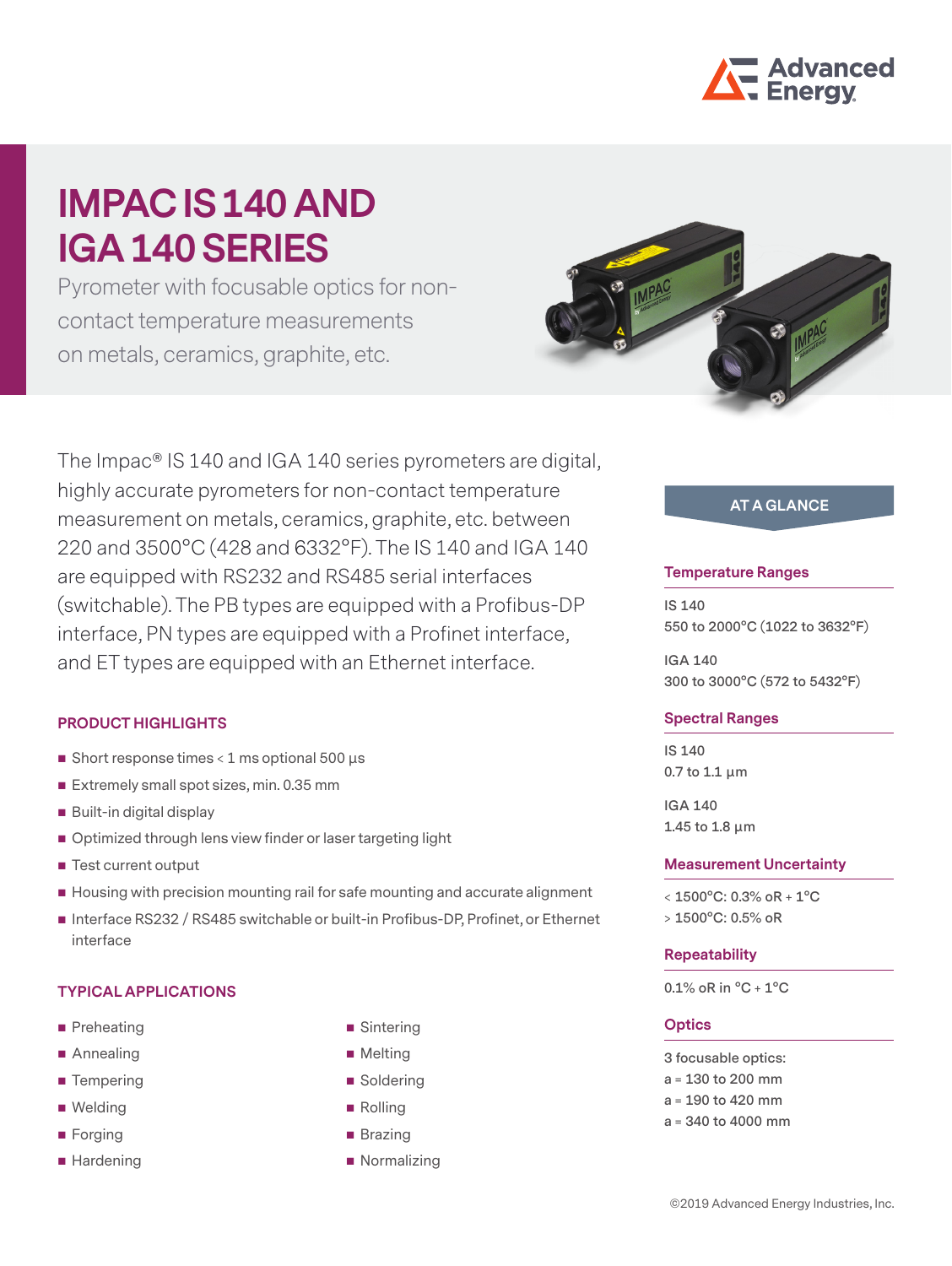# IMPAC IS 140 AND IGA 140 SERIES

Pyrometer with focusable optics for non-contact temperature measurements on metals, ceramics, graphite, etc.

The Impac® IS 140 and IGA 140 series pyrometers are digital, highly accurate pyrometers for non-contact temperature measurement on metals, ceramics, graphite, etc. between 220 and 3500°C (428 and 6332°F). The IS 140 and IGA 140 are equipped with RS232 and RS485 serial interfaces (switchable). The PB types are equipped with a Profibus-DP interface, PN types are equipped with a Profinet interface, and ET types are equipped with an Ethernet interface.

## PRODUCT HIGHLIGHTS

- Short response times < 1 ms optional 500 µs
- Extremely small spot sizes, min. 0.35 mm
- Built-in digital display
- Optimized through lens view finder or laser targeting light
- Test current output
- Housing with precision mounting rail for safe mounting and accurate alignment
- Interface RS232 / RS485 switchable or built-in Profibus-DP, Profinet, or Ethernet interface

## TYPICAL APPLICATIONS

- Preheating
- Annealing
- Tempering
- Welding
- Forging
- Hardening
- Sintering
- Melting
- Soldering
- Rolling
- Brazing
- Normalizing

## AT A GLANCE

### Temperature Ranges

IS 140
550 to 2000°C (1022 to 3632°F)

IGA 140
300 to 3000°C (572 to 5432°F)

### Spectral Ranges

IS 140
0.7 to 1.1 µm

IGA 140
1.45 to 1.8 µm

### Measurement Uncertainty

< 1500°C: 0.3% oR + 1°C
> 1500°C: 0.5% oR

### Repeatability

0.1% oR in °C + 1°C

### Optics

3 focusable optics:
a = 130 to 200 mm
a = 190 to 420 mm
a = 340 to 4000 mm

©2019 Advanced Energy Industries, Inc.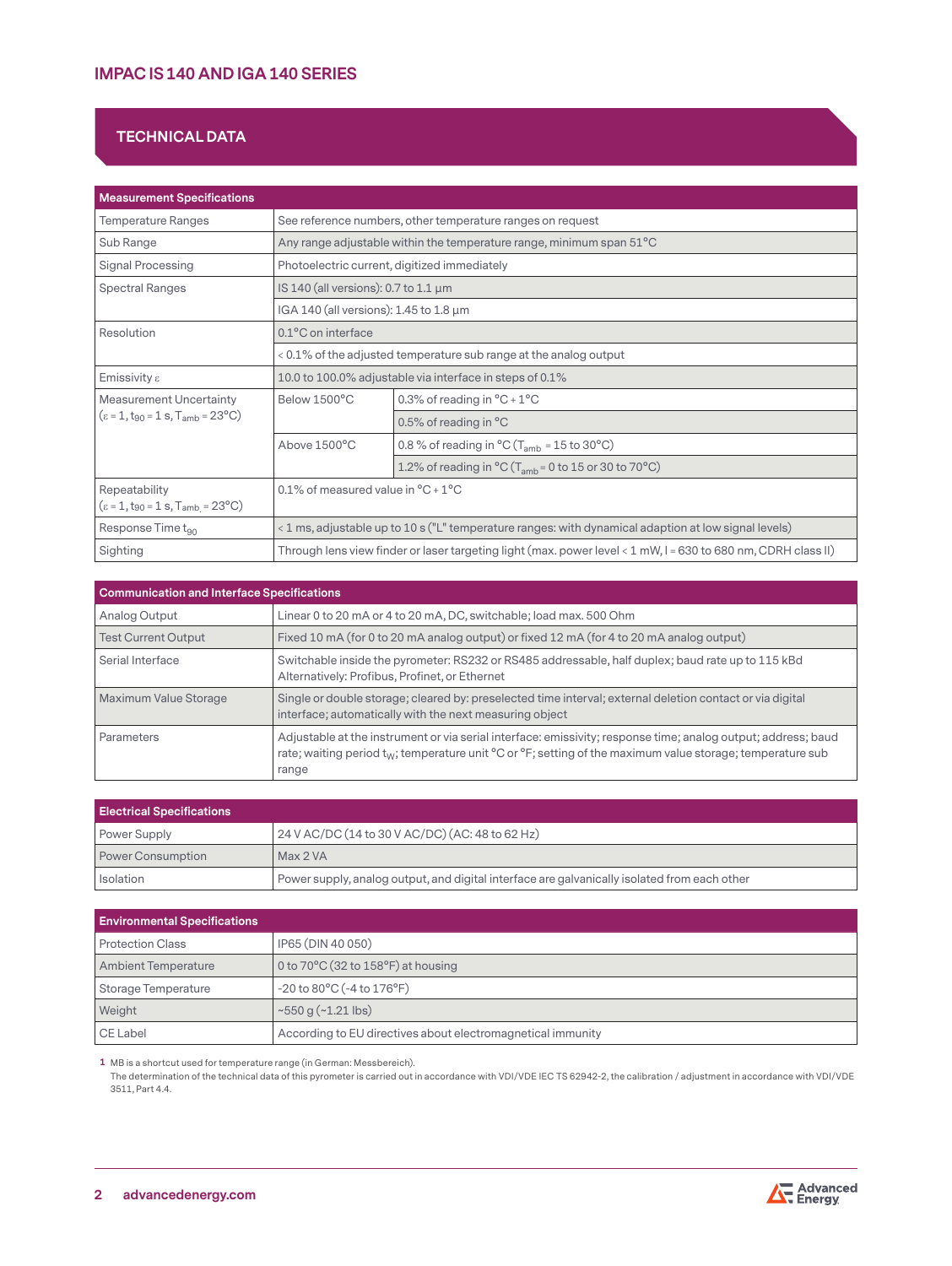## TECHNICAL DATA

| Measurement Specifications | | |
|---|---|---|
| Temperature Ranges | See reference numbers, other temperature ranges on request | |
| Sub Range | Any range adjustable within the temperature range, minimum span 51°C | |
| Signal Processing | Photoelectric current, digitized immediately | |
| Spectral Ranges | IS 140 (all versions): 0.7 to 1.1 µm | |
| | IGA 140 (all versions): 1.45 to 1.8 µm | |
| Resolution | 0.1°C on interface | |
| | < 0.1% of the adjusted temperature sub range at the analog output | |
| Emissivity ε | 10.0 to 100.0% adjustable via interface in steps of 0.1% | |
| Measurement Uncertainty ($\varepsilon = 1$, $t_{90} = 1$ s, $T_{amb} = 23$°C) | Below 1500°C | 0.3% of reading in °C + 1°C |
| | | 0.5% of reading in °C |
| | Above 1500°C | 0.8 % of reading in °C ($T_{amb}$ = 15 to 30°C) |
| | | 1.2% of reading in °C ($T_{amb}$ = 0 to 15 or 30 to 70°C) |
| Repeatability ($\varepsilon = 1$, $t_{90} = 1$ s, $T_{amb} = 23$°C) | 0.1% of measured value in °C + 1°C | |
| Response Time $t_{90}$ | < 1 ms, adjustable up to 10 s ("L" temperature ranges: with dynamical adaption at low signal levels) | |
| Sighting | Through lens view finder or laser targeting light (max. power level < 1 mW, l = 630 to 680 nm, CDRH class II) | |

| Communication and Interface Specifications | |
|---|---|
| Analog Output | Linear 0 to 20 mA or 4 to 20 mA, DC, switchable; load max. 500 Ohm |
| Test Current Output | Fixed 10 mA (for 0 to 20 mA analog output) or fixed 12 mA (for 4 to 20 mA analog output) |
| Serial Interface | Switchable inside the pyrometer: RS232 or RS485 addressable, half duplex; baud rate up to 115 kBd Alternatively: Profibus, Profinet, or Ethernet |
| Maximum Value Storage | Single or double storage; cleared by: preselected time interval; external deletion contact or via digital interface; automatically with the next measuring object |
| Parameters | Adjustable at the instrument or via serial interface: emissivity; response time; analog output; address; baud rate; waiting period $t_W$; temperature unit °C or °F; setting of the maximum value storage; temperature sub range |

| Electrical Specifications | |
|---|---|
| Power Supply | 24 V AC/DC (14 to 30 V AC/DC) (AC: 48 to 62 Hz) |
| Power Consumption | Max 2 VA |
| Isolation | Power supply, analog output, and digital interface are galvanically isolated from each other |

| Environmental Specifications | |
|---|---|
| Protection Class | IP65 (DIN 40 050) |
| Ambient Temperature | 0 to 70°C (32 to 158°F) at housing |
| Storage Temperature | -20 to 80°C (-4 to 176°F) |
| Weight | ~550 g (~1.21 lbs) |
| CE Label | According to EU directives about electromagnetical immunity |

1 MB is a shortcut used for temperature range (in German: Messbereich).
The determination of the technical data of this pyrometer is carried out in accordance with VDI/VDE IEC TS 62942-2, the calibration / adjustment in accordance with VDI/VDE 3511, Part 4.4.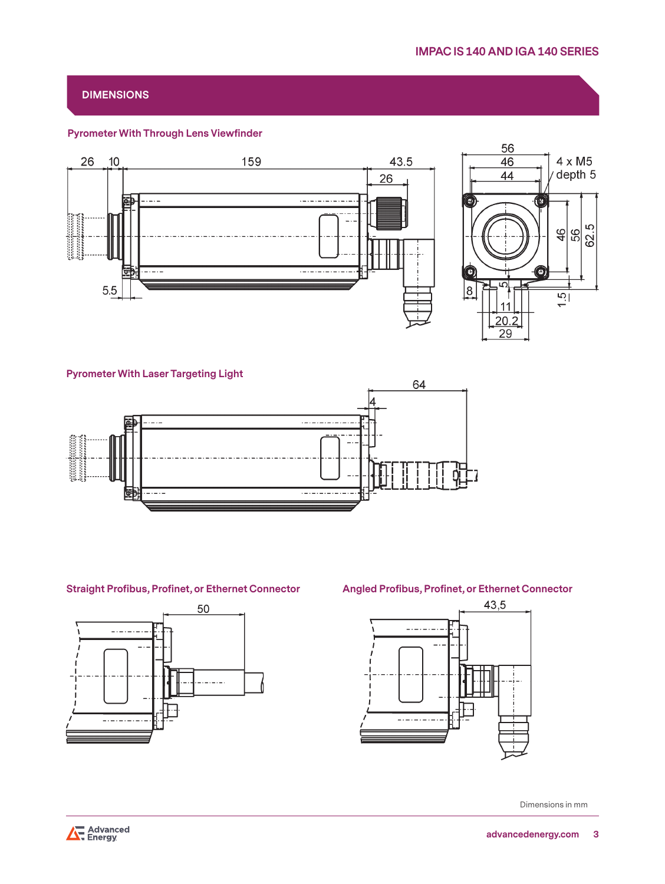## DIMENSIONS

### Pyrometer With Through Lens Viewfinder

26 10 159 43.5 26 5.5

56 46 44 4 x M5 depth 5 46 56 62.5 8 5 1.5 11 20.2 29

### Pyrometer With Laser Targeting Light

64 4

### Straight Profibus, Profinet, or Ethernet Connector

50

### Angled Profibus, Profinet, or Ethernet Connector

43,5

Dimensions in mm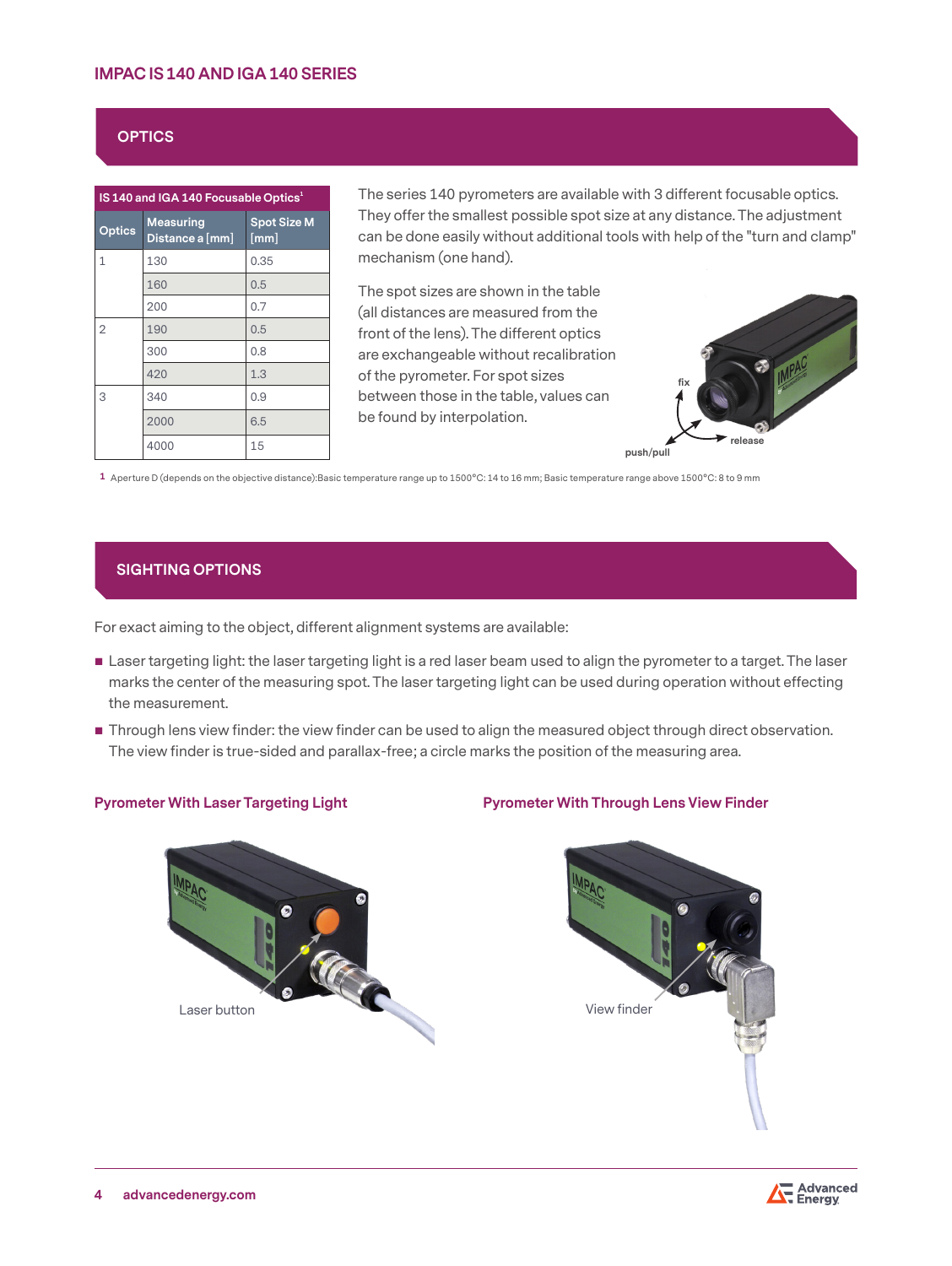# IMPAC IS 140 AND IGA 140 SERIES

## OPTICS

| IS 140 and IGA 140 Focusable Optics[1] | | |
|---|---|---|
| Optics | Measuring Distance a [mm] | Spot Size M [mm] |
| 1 | 130 | 0.35 |
| | 160 | 0.5 |
| | 200 | 0.7 |
| 2 | 190 | 0.5 |
| | 300 | 0.8 |
| | 420 | 1.3 |
| 3 | 340 | 0.9 |
| | 2000 | 6.5 |
| | 4000 | 15 |

The series 140 pyrometers are available with 3 different focusable optics. They offer the smallest possible spot size at any distance. The adjustment can be done easily without additional tools with help of the "turn and clamp" mechanism (one hand).

The spot sizes are shown in the table (all distances are measured from the front of the lens). The different optics are exchangeable without recalibration of the pyrometer. For spot sizes between those in the table, values can be found by interpolation.

fix

release

push/pull

1 Aperture D (depends on the objective distance):Basic temperature range up to 1500°C: 14 to 16 mm; Basic temperature range above 1500°C: 8 to 9 mm

## SIGHTING OPTIONS

For exact aiming to the object, different alignment systems are available:

- Laser targeting light: the laser targeting light is a red laser beam used to align the pyrometer to a target. The laser marks the center of the measuring spot. The laser targeting light can be used during operation without effecting the measurement.
- Through lens view finder: the view finder can be used to align the measured object through direct observation. The view finder is true-sided and parallax-free; a circle marks the position of the measuring area.

### Pyrometer With Laser Targeting Light

Laser button

### Pyrometer With Through Lens View Finder

View finder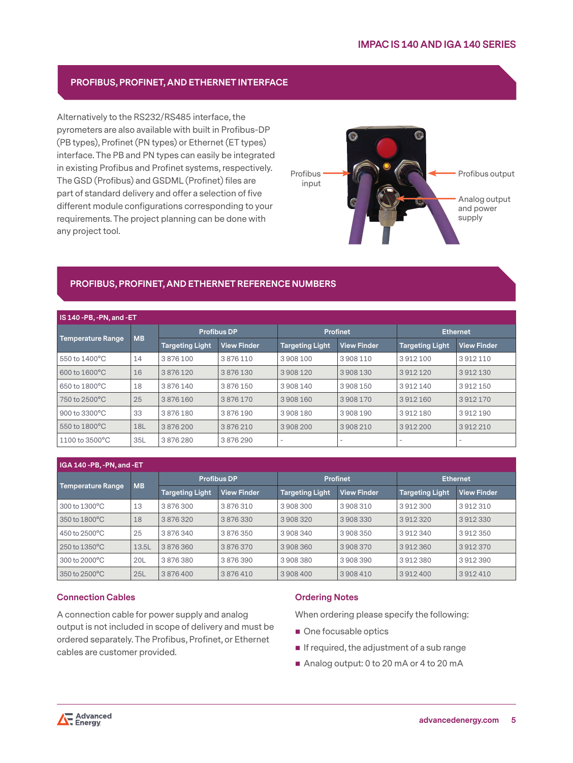## PROFIBUS, PROFINET, AND ETHERNET INTERFACE

Alternatively to the RS232/RS485 interface, the pyrometers are also available with built in Profibus-DP (PB types), Profinet (PN types) or Ethernet (ET types) interface. The PB and PN types can easily be integrated in existing Profibus and Profinet systems, respectively. The GSD (Profibus) and GSDML (Profinet) files are part of standard delivery and offer a selection of five different module configurations corresponding to your requirements. The project planning can be done with any project tool.

Profibus input

Profibus output

Analog output and power supply

## PROFIBUS, PROFINET, AND ETHERNET REFERENCE NUMBERS

**IS 140 -PB, -PN, and -ET**

| Temperature Range | MB | Profibus DP | | Profinet | | Ethernet | |
|---|---|---|---|---|---|---|---|
| | | Targeting Light | View Finder | Targeting Light | View Finder | Targeting Light | View Finder |
| 550 to 1400°C | 14 | 3 876 100 | 3 876 110 | 3 908 100 | 3 908 110 | 3 912 100 | 3 912 110 |
| 600 to 1600°C | 16 | 3 876 120 | 3 876 130 | 3 908 120 | 3 908 130 | 3 912 120 | 3 912 130 |
| 650 to 1800°C | 18 | 3 876 140 | 3 876 150 | 3 908 140 | 3 908 150 | 3 912 140 | 3 912 150 |
| 750 to 2500°C | 25 | 3 876 160 | 3 876 170 | 3 908 160 | 3 908 170 | 3 912 160 | 3 912 170 |
| 900 to 3300°C | 33 | 3 876 180 | 3 876 190 | 3 908 180 | 3 908 190 | 3 912 180 | 3 912 190 |
| 550 to 1800°C | 18L | 3 876 200 | 3 876 210 | 3 908 200 | 3 908 210 | 3 912 200 | 3 912 210 |
| 1100 to 3500°C | 35L | 3 876 280 | 3 876 290 | - | - | - | - |

**IGA 140 -PB, -PN, and -ET**

| Temperature Range | MB | Profibus DP | | Profinet | | Ethernet | |
|---|---|---|---|---|---|---|---|
| | | Targeting Light | View Finder | Targeting Light | View Finder | Targeting Light | View Finder |
| 300 to 1300°C | 13 | 3 876 300 | 3 876 310 | 3 908 300 | 3 908 310 | 3 912 300 | 3 912 310 |
| 350 to 1800°C | 18 | 3 876 320 | 3 876 330 | 3 908 320 | 3 908 330 | 3 912 320 | 3 912 330 |
| 450 to 2500°C | 25 | 3 876 340 | 3 876 350 | 3 908 340 | 3 908 350 | 3 912 340 | 3 912 350 |
| 250 to 1350°C | 13.5L | 3 876 360 | 3 876 370 | 3 908 360 | 3 908 370 | 3 912 360 | 3 912 370 |
| 300 to 2000°C | 20L | 3 876 380 | 3 876 390 | 3 908 380 | 3 908 390 | 3 912 380 | 3 912 390 |
| 350 to 2500°C | 25L | 3 876 400 | 3 876 410 | 3 908 400 | 3 908 410 | 3 912 400 | 3 912 410 |

### Connection Cables

A connection cable for power supply and analog output is not included in scope of delivery and must be ordered separately. The Profibus, Profinet, or Ethernet cables are customer provided.

### Ordering Notes

When ordering please specify the following:

- One focusable optics
- If required, the adjustment of a sub range
- Analog output: 0 to 20 mA or 4 to 20 mA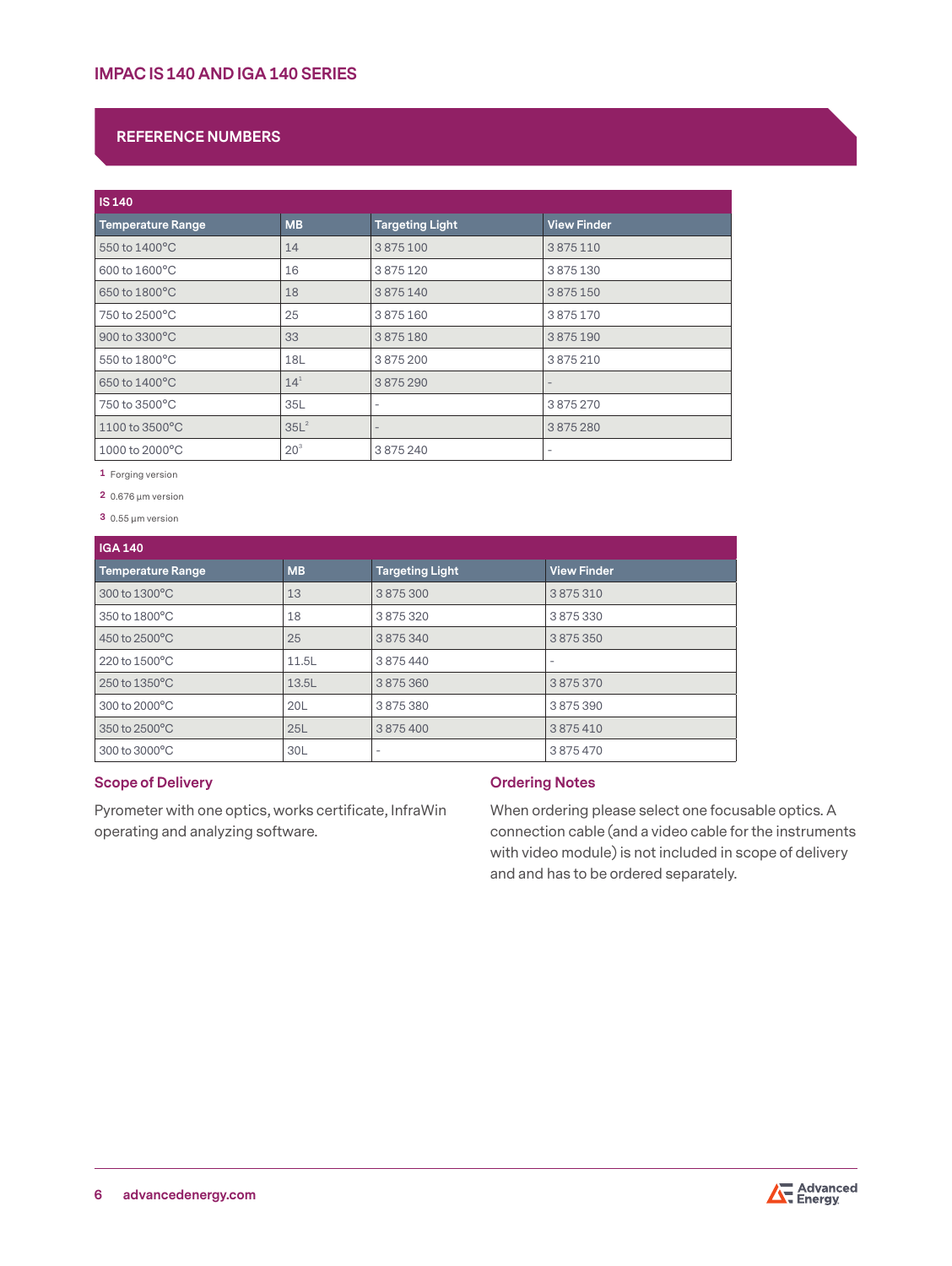## REFERENCE NUMBERS

| IS 140 | | | |
|---|---|---|---|
| **Temperature Range** | **MB** | **Targeting Light** | **View Finder** |
| 550 to 1400°C | 14 | 3 875 100 | 3 875 110 |
| 600 to 1600°C | 16 | 3 875 120 | 3 875 130 |
| 650 to 1800°C | 18 | 3 875 140 | 3 875 150 |
| 750 to 2500°C | 25 | 3 875 160 | 3 875 170 |
| 900 to 3300°C | 33 | 3 875 180 | 3 875 190 |
| 550 to 1800°C | 18L | 3 875 200 | 3 875 210 |
| 650 to 1400°C | 14[1] | 3 875 290 | - |
| 750 to 3500°C | 35L | - | 3 875 270 |
| 1100 to 3500°C | 35L[2] | - | 3 875 280 |
| 1000 to 2000°C | 20[3] | 3 875 240 | - |

1 Forging version

2 0.676 µm version

3 0.55 µm version

| IGA 140 | | | |
|---|---|---|---|
| **Temperature Range** | **MB** | **Targeting Light** | **View Finder** |
| 300 to 1300°C | 13 | 3 875 300 | 3 875 310 |
| 350 to 1800°C | 18 | 3 875 320 | 3 875 330 |
| 450 to 2500°C | 25 | 3 875 340 | 3 875 350 |
| 220 to 1500°C | 11.5L | 3 875 440 | - |
| 250 to 1350°C | 13.5L | 3 875 360 | 3 875 370 |
| 300 to 2000°C | 20L | 3 875 380 | 3 875 390 |
| 350 to 2500°C | 25L | 3 875 400 | 3 875 410 |
| 300 to 3000°C | 30L | - | 3 875 470 |

### Scope of Delivery

Pyrometer with one optics, works certificate, InfraWin operating and analyzing software.

### Ordering Notes

When ordering please select one focusable optics. A connection cable (and a video cable for the instruments with video module) is not included in scope of delivery and and has to be ordered separately.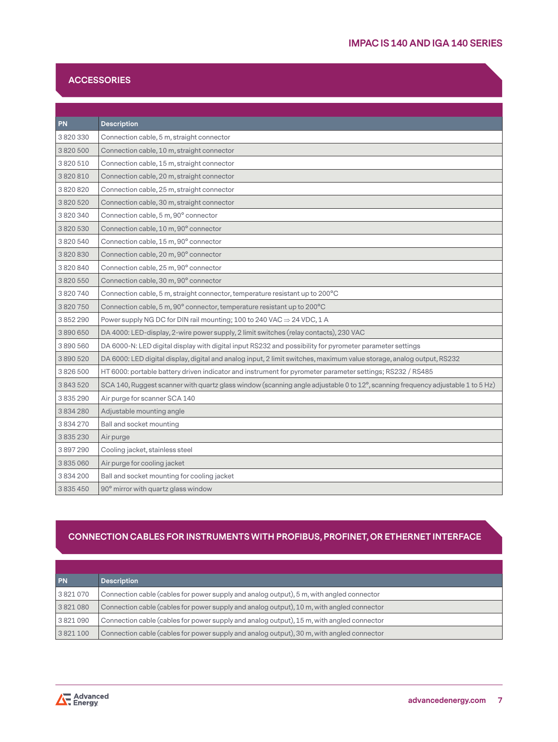## ACCESSORIES

| PN | Description |
|---|---|
| 3 820 330 | Connection cable, 5 m, straight connector |
| 3 820 500 | Connection cable, 10 m, straight connector |
| 3 820 510 | Connection cable, 15 m, straight connector |
| 3 820 810 | Connection cable, 20 m, straight connector |
| 3 820 820 | Connection cable, 25 m, straight connector |
| 3 820 520 | Connection cable, 30 m, straight connector |
| 3 820 340 | Connection cable, 5 m, 90° connector |
| 3 820 530 | Connection cable, 10 m, 90° connector |
| 3 820 540 | Connection cable, 15 m, 90° connector |
| 3 820 830 | Connection cable, 20 m, 90° connector |
| 3 820 840 | Connection cable, 25 m, 90° connector |
| 3 820 550 | Connection cable, 30 m, 90° connector |
| 3 820 740 | Connection cable, 5 m, straight connector, temperature resistant up to 200°C |
| 3 820 750 | Connection cable, 5 m, 90° connector, temperature resistant up to 200°C |
| 3 852 290 | Power supply NG DC for DIN rail mounting; 100 to 240 VAC ⇒ 24 VDC, 1 A |
| 3 890 650 | DA 4000: LED-display, 2-wire power supply, 2 limit switches (relay contacts), 230 VAC |
| 3 890 560 | DA 6000-N: LED digital display with digital input RS232 and possibility for pyrometer parameter settings |
| 3 890 520 | DA 6000: LED digital display, digital and analog input, 2 limit switches, maximum value storage, analog output, RS232 |
| 3 826 500 | HT 6000: portable battery driven indicator and instrument for pyrometer parameter settings; RS232 / RS485 |
| 3 843 520 | SCA 140, Ruggest scanner with quartz glass window (scanning angle adjustable 0 to 12°, scanning frequency adjustable 1 to 5 Hz) |
| 3 835 290 | Air purge for scanner SCA 140 |
| 3 834 280 | Adjustable mounting angle |
| 3 834 270 | Ball and socket mounting |
| 3 835 230 | Air purge |
| 3 897 290 | Cooling jacket, stainless steel |
| 3 835 060 | Air purge for cooling jacket |
| 3 834 200 | Ball and socket mounting for cooling jacket |
| 3 835 450 | 90° mirror with quartz glass window |

## CONNECTION CABLES FOR INSTRUMENTS WITH PROFIBUS, PROFINET, OR ETHERNET INTERFACE

| PN | Description |
|---|---|
| 3 821 070 | Connection cable (cables for power supply and analog output), 5 m, with angled connector |
| 3 821 080 | Connection cable (cables for power supply and analog output), 10 m, with angled connector |
| 3 821 090 | Connection cable (cables for power supply and analog output), 15 m, with angled connector |
| 3 821 100 | Connection cable (cables for power supply and analog output), 30 m, with angled connector |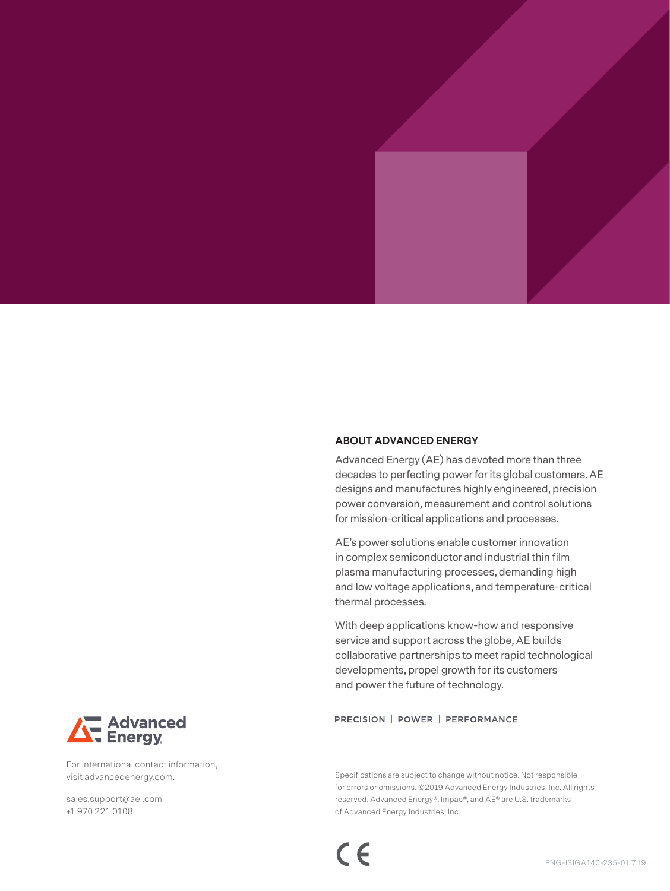## ABOUT ADVANCED ENERGY

Advanced Energy (AE) has devoted more than three decades to perfecting power for its global customers. AE designs and manufactures highly engineered, precision power conversion, measurement and control solutions for mission-critical applications and processes.

AE's power solutions enable customer innovation in complex semiconductor and industrial thin film plasma manufacturing processes, demanding high and low voltage applications, and temperature-critical thermal processes.

With deep applications know-how and responsive service and support across the globe, AE builds collaborative partnerships to meet rapid technological developments, propel growth for its customers and power the future of technology.

PRECISION | POWER | PERFORMANCE

Advanced Energy

For international contact information, visit advancedenergy.com.

sales.support@aei.com
+1 970 221 0108

Specifications are subject to change without notice. Not responsible for errors or omissions. ©2019 Advanced Energy Industries, Inc. All rights reserved. Advanced Energy®, Impac®, and AE® are U.S. trademarks of Advanced Energy Industries, Inc.

CE

ENG-ISIGA140-235-01 7.19